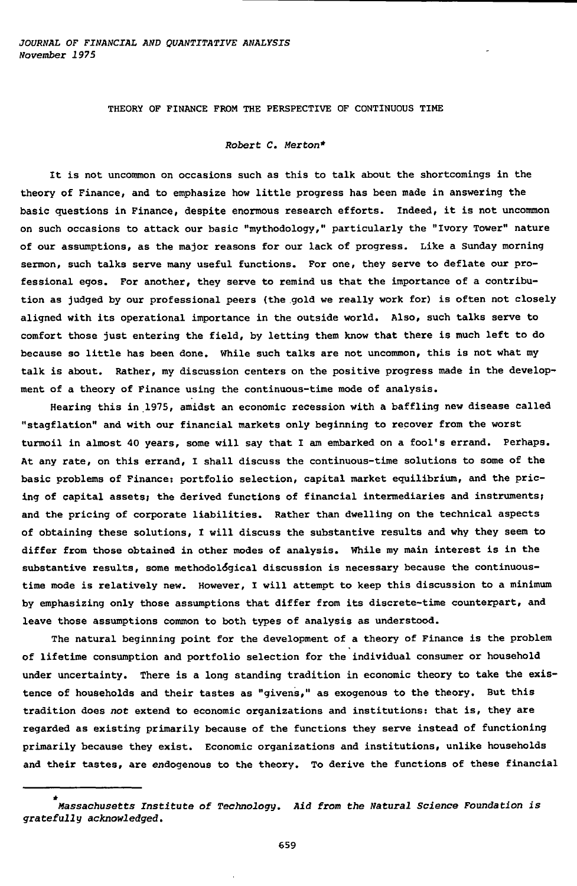# THEORY OF FINANCE FROM THE PERSPECTIVE OF CONTINUOUS TIME

*Robert C. Merton**

It is not uncommon on occasions such as this to talk about the shortcomings in the theory of Finance, and to emphasize how little progress has been made in answering the basic questions in Finance, despite enormous research efforts. Indeed, it is not uncommon on such occasions to attack our basic "mythodology," particularly the "Ivory Tower" nature of our assumptions, as the major reasons for our lack of progress. Like a Sunday morning sermon, such talks serve many useful functions. For one, they serve to deflate our professional egos. For another, they serve to remind us that the importance of a contribution as judged by our professional peers (the gold we really work for) is often not closely aligned with its operational importance in the outside world. Also, such talks serve to comfort those just entering the field, by letting them know that there is much left to do because so little has been done. While such talks are not uncommon, this is not what my talk is about. Rather, my discussion centers on the positive progress made in the development of a theory of Finance using the continuous-time mode of analysis.

Hearing this in 1975, amidst an economic recession with a baffling new disease called "stagflation" and with our financial markets only beginning to recover from the worst turmoil in almost 40 years, some will say that I am embarked on a fool's errand. Perhaps. At any rate, on this errand, I shall discuss the continuous-time solutions to some of the basic problems of Finance: portfolio selection, capital market equilibrium, and the pricing of capital assets; the derived functions of financial intermediaries and instruments; and the pricing of corporate liabilities. Rather than dwelling on the technical aspects of obtaining these solutions, I will discuss the substantive results and why they seem to differ from those obtained in other modes of analysis. While my main interest is in the substantive results, some methodological discussion is necessary because the continuous-time mode is relatively new. However, I will attempt to keep this discussion to a minimum by emphasizing only those assumptions that differ from its discrete-time counterpart, and leave those assumptions common to both types of analysis as understood.

The natural beginning point for the development of a theory of Finance is the problem of lifetime consumption and portfolio selection for the individual consumer or household under uncertainty. There is a long standing tradition in economic theory to take the existence of households and their tastes as "givens," as exogenous to the theory. But this tradition does *not* extend to economic organizations and institutions: that is, they are regarded as existing primarily because of the functions they serve instead of functioning primarily because they exist. Economic organizations and institutions, unlike households and their tastes, are *en*dogenous to the theory. To derive the functions of these financial

---

\* *Massachusetts Institute of Technology. Aid from the Natural Science Foundation is gratefully acknowledged.*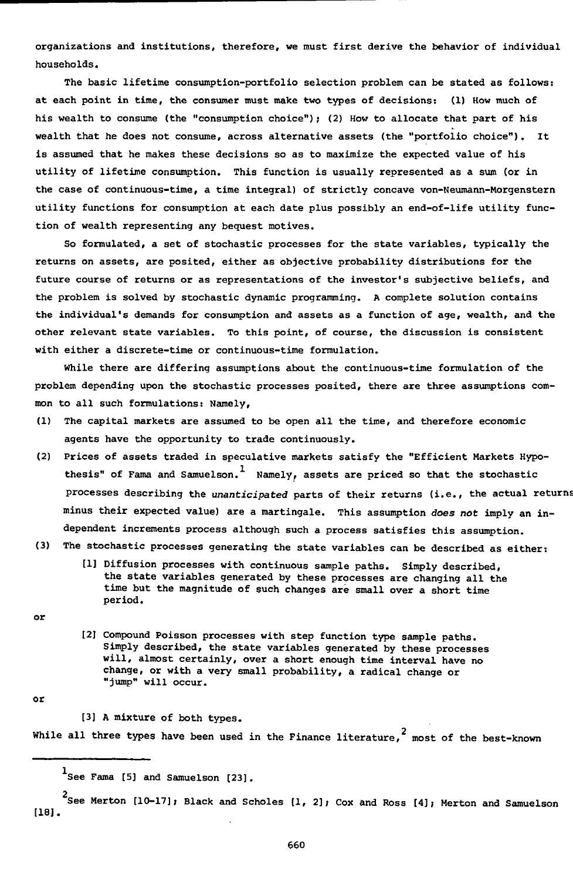organizations and institutions, therefore, we must first derive the behavior of individual households.

The basic lifetime consumption-portfolio selection problem can be stated as follows: at each point in time, the consumer must make two types of decisions: (1) How much of his wealth to consume (the "consumption choice"); (2) How to allocate that part of his wealth that he does not consume, across alternative assets (the "portfolio choice"). It is assumed that he makes these decisions so as to maximize the expected value of his utility of lifetime consumption. This function is usually represented as a sum (or in the case of continuous-time, a time integral) of strictly concave von-Neumann-Morgenstern utility functions for consumption at each date plus possibly an end-of-life utility function of wealth representing any bequest motives.

So formulated, a set of stochastic processes for the state variables, typically the returns on assets, are posited, either as objective probability distributions for the future course of returns or as representations of the investor's subjective beliefs, and the problem is solved by stochastic dynamic programming. A complete solution contains the individual's demands for consumption and assets as a function of age, wealth, and the other relevant state variables. To this point, of course, the discussion is consistent with either a discrete-time or continuous-time formulation.

While there are differing assumptions about the continuous-time formulation of the problem depending upon the stochastic processes posited, there are three assumptions common to all such formulations: Namely,

(1) The capital markets are assumed to be open all the time, and therefore economic agents have the opportunity to trade continuously.

(2) Prices of assets traded in speculative markets satisfy the "Efficient Markets Hypothesis" of Fama and Samuelson.[1] Namely, assets are priced so that the stochastic processes describing the *unanticipated* parts of their returns (i.e., the actual returns minus their expected value) are a martingale. This assumption *does not* imply an independent increments process although such a process satisfies this assumption.

(3) The stochastic processes generating the state variables can be described as either:

   [1] Diffusion processes with continuous sample paths. Simply described, the state variables generated by these processes are changing all the time but the magnitude of such changes are small over a short time period.

or

   [2] Compound Poisson processes with step function type sample paths. Simply described, the state variables generated by these processes will, almost certainly, over a short enough time interval have no change, or with a very small probability, a radical change or "jump" will occur.

or

   [3] A mixture of both types.

While all three types have been used in the Finance literature,[2] most of the best-known

---

[1] See Fama [5] and Samuelson [23].

[2] See Merton [10-17]; Black and Scholes [1, 2]; Cox and Ross [4]; Merton and Samuelson [18].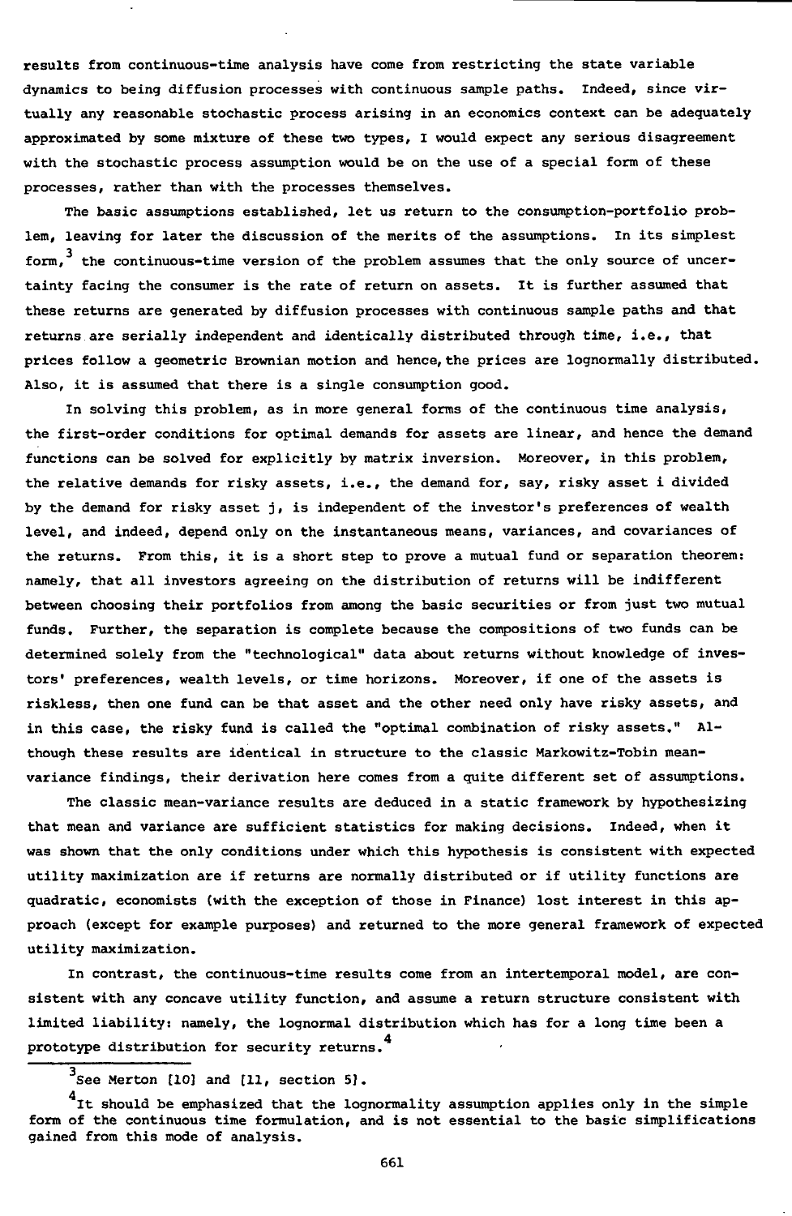results from continuous-time analysis have come from restricting the state variable dynamics to being diffusion processes with continuous sample paths. Indeed, since virtually any reasonable stochastic process arising in an economics context can be adequately approximated by some mixture of these two types, I would expect any serious disagreement with the stochastic process assumption would be on the use of a special form of these processes, rather than with the processes themselves.

The basic assumptions established, let us return to the consumption-portfolio problem, leaving for later the discussion of the merits of the assumptions. In its simplest form,[3] the continuous-time version of the problem assumes that the only source of uncertainty facing the consumer is the rate of return on assets. It is further assumed that these returns are generated by diffusion processes with continuous sample paths and that returns are serially independent and identically distributed through time, i.e., that prices follow a geometric Brownian motion and hence, the prices are lognormally distributed. Also, it is assumed that there is a single consumption good.

In solving this problem, as in more general forms of the continuous time analysis, the first-order conditions for optimal demands for assets are linear, and hence the demand functions can be solved for explicitly by matrix inversion. Moreover, in this problem, the relative demands for risky assets, i.e., the demand for, say, risky asset i divided by the demand for risky asset j, is independent of the investor's preferences of wealth level, and indeed, depend only on the instantaneous means, variances, and covariances of the returns. From this, it is a short step to prove a mutual fund or separation theorem: namely, that all investors agreeing on the distribution of returns will be indifferent between choosing their portfolios from among the basic securities or from just two mutual funds. Further, the separation is complete because the compositions of two funds can be determined solely from the "technological" data about returns without knowledge of investors' preferences, wealth levels, or time horizons. Moreover, if one of the assets is riskless, then one fund can be that asset and the other need only have risky assets, and in this case, the risky fund is called the "optimal combination of risky assets." Although these results are identical in structure to the classic Markowitz-Tobin mean-variance findings, their derivation here comes from a quite different set of assumptions.

The classic mean-variance results are deduced in a static framework by hypothesizing that mean and variance are sufficient statistics for making decisions. Indeed, when it was shown that the only conditions under which this hypothesis is consistent with expected utility maximization are if returns are normally distributed or if utility functions are quadratic, economists (with the exception of those in Finance) lost interest in this approach (except for example purposes) and returned to the more general framework of expected utility maximization.

In contrast, the continuous-time results come from an intertemporal model, are consistent with any concave utility function, and assume a return structure consistent with limited liability: namely, the lognormal distribution which has for a long time been a prototype distribution for security returns.[4]

---

[3] See Merton [10] and [11, section 5].

[4] It should be emphasized that the lognormality assumption applies only in the simple form of the continuous time formulation, and is not essential to the basic simplifications gained from this mode of analysis.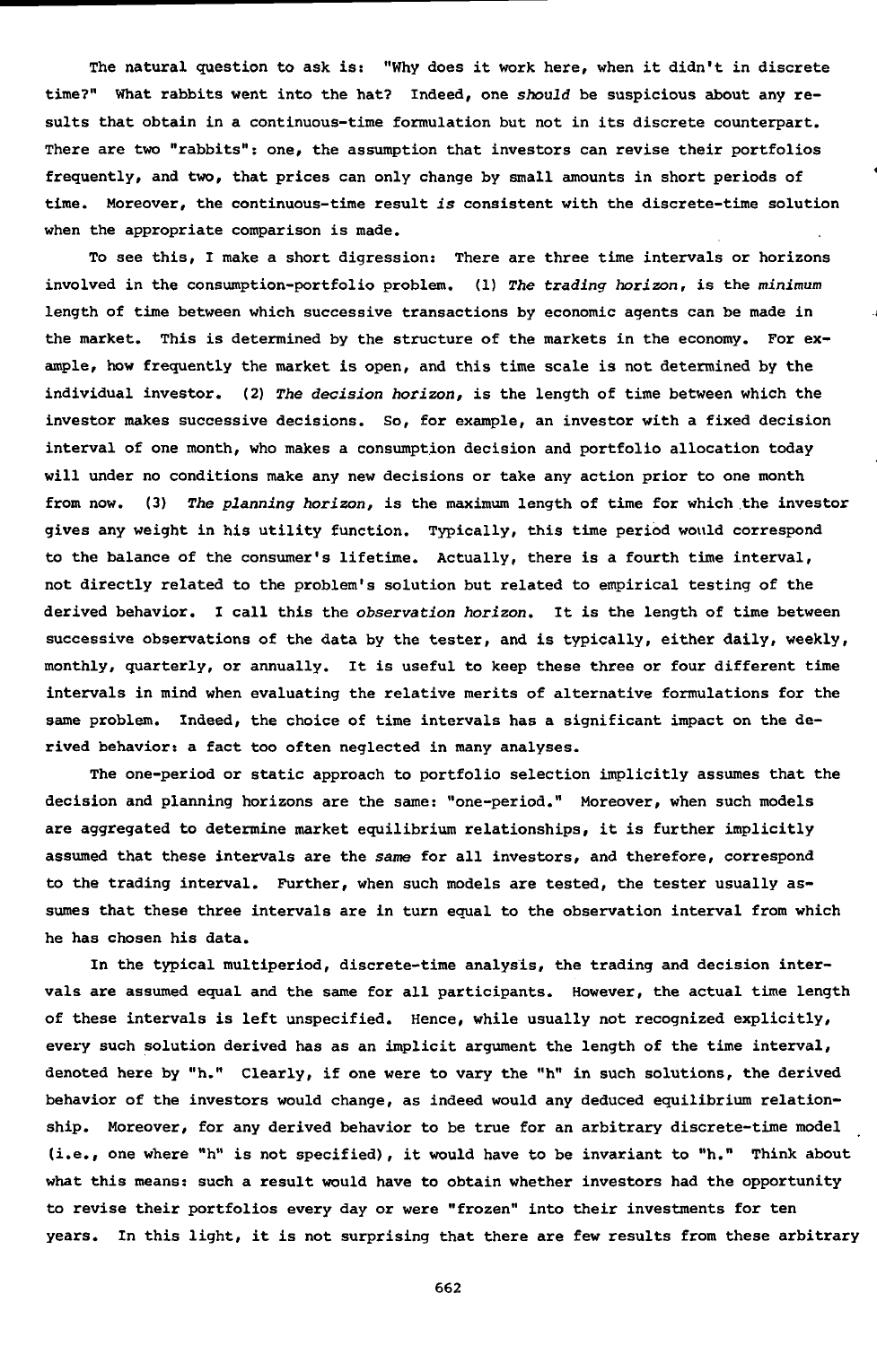The natural question to ask is: "Why does it work here, when it didn't in discrete time?" What rabbits went into the hat? Indeed, one *should* be suspicious about any results that obtain in a continuous-time formulation but not in its discrete counterpart. There are two "rabbits": one, the assumption that investors can revise their portfolios frequently, and two, that prices can only change by small amounts in short periods of time. Moreover, the continuous-time result *is* consistent with the discrete-time solution when the appropriate comparison is made.

To see this, I make a short digression: There are three time intervals or horizons involved in the consumption-portfolio problem. (1) *The trading horizon*, is the *minimum* length of time between which successive transactions by economic agents can be made in the market. This is determined by the structure of the markets in the economy. For example, how frequently the market is open, and this time scale is not determined by the individual investor. (2) *The decision horizon*, is the length of time between which the investor makes successive decisions. So, for example, an investor with a fixed decision interval of one month, who makes a consumption decision and portfolio allocation today will under no conditions make any new decisions or take any action prior to one month from now. (3) *The planning horizon*, is the maximum length of time for which the investor gives any weight in his utility function. Typically, this time period would correspond to the balance of the consumer's lifetime. Actually, there is a fourth time interval, not directly related to the problem's solution but related to empirical testing of the derived behavior. I call this the *observation horizon*. It is the length of time between successive observations of the data by the tester, and is typically, either daily, weekly, monthly, quarterly, or annually. It is useful to keep these three or four different time intervals in mind when evaluating the relative merits of alternative formulations for the same problem. Indeed, the choice of time intervals has a significant impact on the derived behavior: a fact too often neglected in many analyses.

The one-period or static approach to portfolio selection implicitly assumes that the decision and planning horizons are the same: "one-period." Moreover, when such models are aggregated to determine market equilibrium relationships, it is further implicitly assumed that these intervals are the *same* for all investors, and therefore, correspond to the trading interval. Further, when such models are tested, the tester usually assumes that these three intervals are in turn equal to the observation interval from which he has chosen his data.

In the typical multiperiod, discrete-time analysis, the trading and decision intervals are assumed equal and the same for all participants. However, the actual time length of these intervals is left unspecified. Hence, while usually not recognized explicitly, every such solution derived has as an implicit argument the length of the time interval, denoted here by "h." Clearly, if one were to vary the "h" in such solutions, the derived behavior of the investors would change, as indeed would any deduced equilibrium relationship. Moreover, for any derived behavior to be true for an arbitrary discrete-time model (i.e., one where "h" is not specified), it would have to be invariant to "h." Think about what this means: such a result would have to obtain whether investors had the opportunity to revise their portfolios every day or were "frozen" into their investments for ten years. In this light, it is not surprising that there are few results from these arbitrary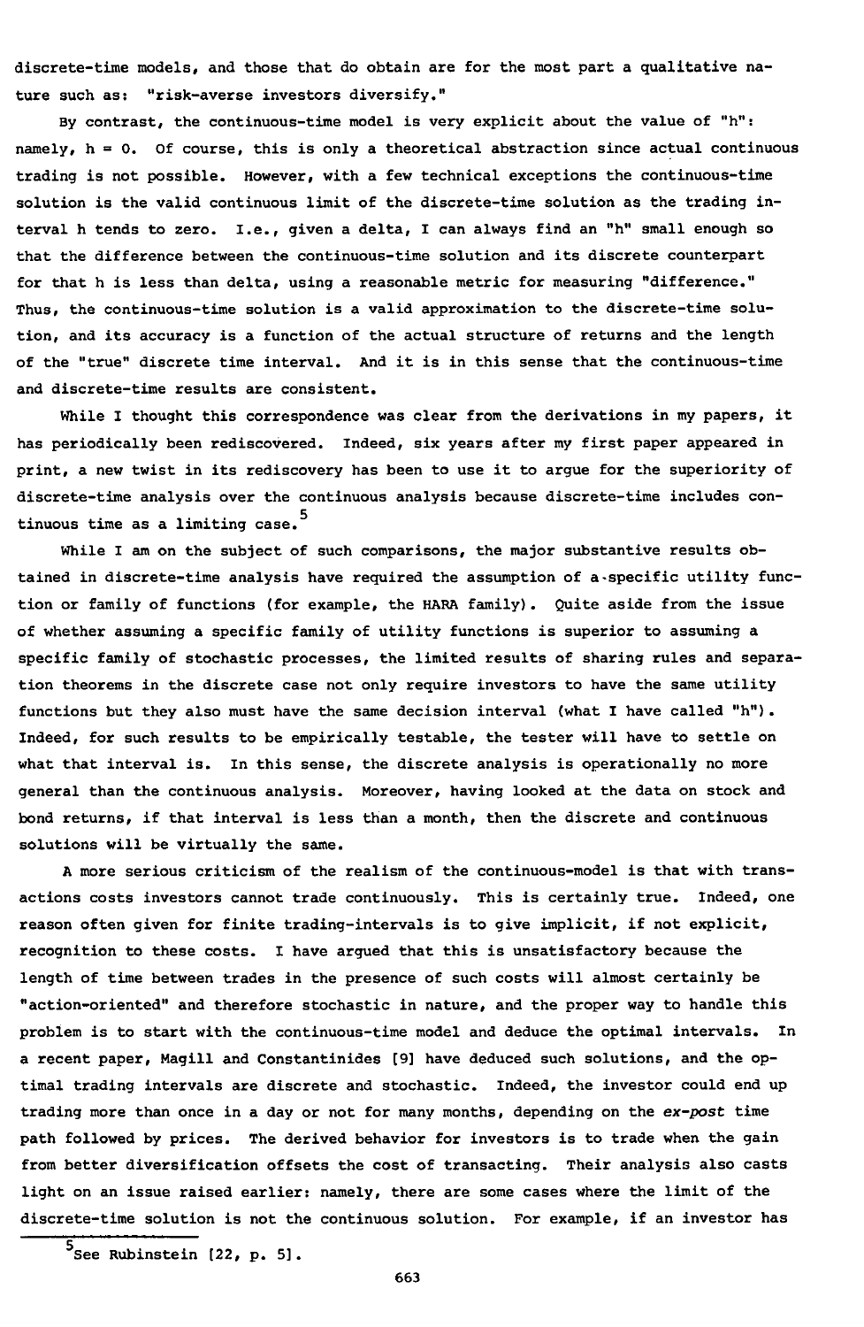discrete-time models, and those that do obtain are for the most part a qualitative nature such as: "risk-averse investors diversify."

By contrast, the continuous-time model is very explicit about the value of "h": namely, h = 0. Of course, this is only a theoretical abstraction since actual continuous trading is not possible. However, with a few technical exceptions the continuous-time solution is the valid continuous limit of the discrete-time solution as the trading interval h tends to zero. I.e., given a delta, I can always find an "h" small enough so that the difference between the continuous-time solution and its discrete counterpart for that h is less than delta, using a reasonable metric for measuring "difference." Thus, the continuous-time solution is a valid approximation to the discrete-time solution, and its accuracy is a function of the actual structure of returns and the length of the "true" discrete time interval. And it is in this sense that the continuous-time and discrete-time results are consistent.

While I thought this correspondence was clear from the derivations in my papers, it has periodically been rediscovered. Indeed, six years after my first paper appeared in print, a new twist in its rediscovery has been to use it to argue for the superiority of discrete-time analysis over the continuous analysis because discrete-time includes continuous time as a limiting case.[5]

While I am on the subject of such comparisons, the major substantive results obtained in discrete-time analysis have required the assumption of a specific utility function or family of functions (for example, the HARA family). Quite aside from the issue of whether assuming a specific family of utility functions is superior to assuming a specific family of stochastic processes, the limited results of sharing rules and separation theorems in the discrete case not only require investors to have the same utility functions but they also must have the same decision interval (what I have called "h"). Indeed, for such results to be empirically testable, the tester will have to settle on what that interval is. In this sense, the discrete analysis is operationally no more general than the continuous analysis. Moreover, having looked at the data on stock and bond returns, if that interval is less than a month, then the discrete and continuous solutions will be virtually the same.

A more serious criticism of the realism of the continuous-model is that with transactions costs investors cannot trade continuously. This is certainly true. Indeed, one reason often given for finite trading-intervals is to give implicit, if not explicit, recognition to these costs. I have argued that this is unsatisfactory because the length of time between trades in the presence of such costs will almost certainly be "action-oriented" and therefore stochastic in nature, and the proper way to handle this problem is to start with the continuous-time model and deduce the optimal intervals. In a recent paper, Magill and Constantinides [9] have deduced such solutions, and the optimal trading intervals are discrete and stochastic. Indeed, the investor could end up trading more than once in a day or not for many months, depending on the *ex-post* time path followed by prices. The derived behavior for investors is to trade when the gain from better diversification offsets the cost of transacting. Their analysis also casts light on an issue raised earlier: namely, there are some cases where the limit of the discrete-time solution is not the continuous solution. For example, if an investor has

[5] See Rubinstein [22, p. 5].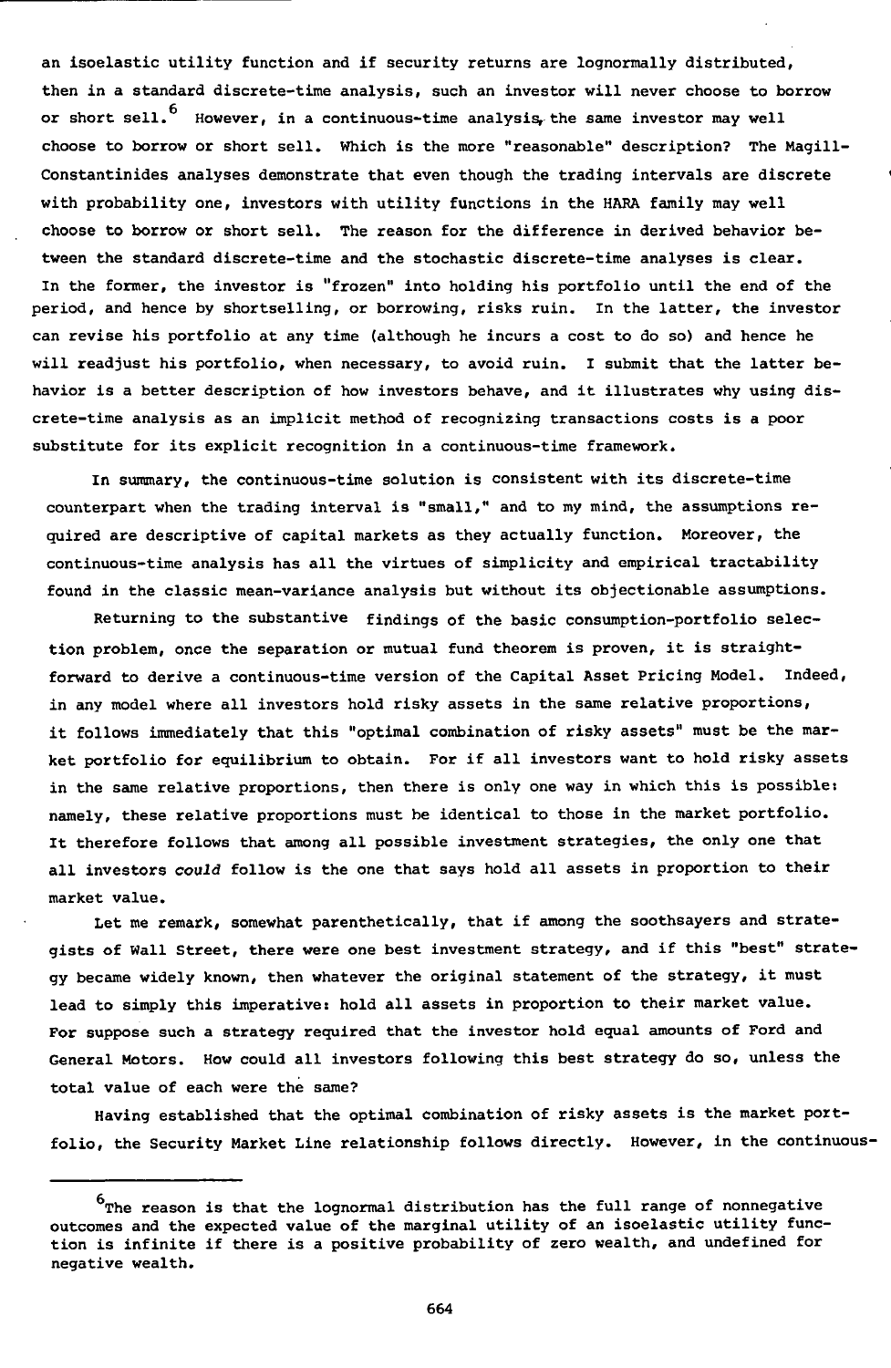an isoelastic utility function and if security returns are lognormally distributed, then in a standard discrete-time analysis, such an investor will never choose to borrow or short sell.[6] However, in a continuous-time analysis, the same investor may well choose to borrow or short sell. Which is the more "reasonable" description? The Magill-Constantinides analyses demonstrate that even though the trading intervals are discrete with probability one, investors with utility functions in the HARA family may well choose to borrow or short sell. The reason for the difference in derived behavior between the standard discrete-time and the stochastic discrete-time analyses is clear. In the former, the investor is "frozen" into holding his portfolio until the end of the period, and hence by shortselling, or borrowing, risks ruin. In the latter, the investor can revise his portfolio at any time (although he incurs a cost to do so) and hence he will readjust his portfolio, when necessary, to avoid ruin. I submit that the latter behavior is a better description of how investors behave, and it illustrates why using discrete-time analysis as an implicit method of recognizing transactions costs is a poor substitute for its explicit recognition in a continuous-time framework.

In summary, the continuous-time solution is consistent with its discrete-time counterpart when the trading interval is "small," and to my mind, the assumptions required are descriptive of capital markets as they actually function. Moreover, the continuous-time analysis has all the virtues of simplicity and empirical tractability found in the classic mean-variance analysis but without its objectionable assumptions.

Returning to the substantive findings of the basic consumption-portfolio selection problem, once the separation or mutual fund theorem is proven, it is straightforward to derive a continuous-time version of the Capital Asset Pricing Model. Indeed, in any model where all investors hold risky assets in the same relative proportions, it follows immediately that this "optimal combination of risky assets" must be the market portfolio for equilibrium to obtain. For if all investors want to hold risky assets in the same relative proportions, then there is only one way in which this is possible: namely, these relative proportions must be identical to those in the market portfolio. It therefore follows that among all possible investment strategies, the only one that all investors *could* follow is the one that says hold all assets in proportion to their market value.

Let me remark, somewhat parenthetically, that if among the soothsayers and strategists of Wall Street, there were one best investment strategy, and if this "best" strategy became widely known, then whatever the original statement of the strategy, it must lead to simply this imperative: hold all assets in proportion to their market value. For suppose such a strategy required that the investor hold equal amounts of Ford and General Motors. How could all investors following this best strategy do so, unless the total value of each were the same?

Having established that the optimal combination of risky assets is the market portfolio, the Security Market Line relationship follows directly. However, in the continuous-

---

[6] The reason is that the lognormal distribution has the full range of nonnegative outcomes and the expected value of the marginal utility of an isoelastic utility function is infinite if there is a positive probability of zero wealth, and undefined for negative wealth.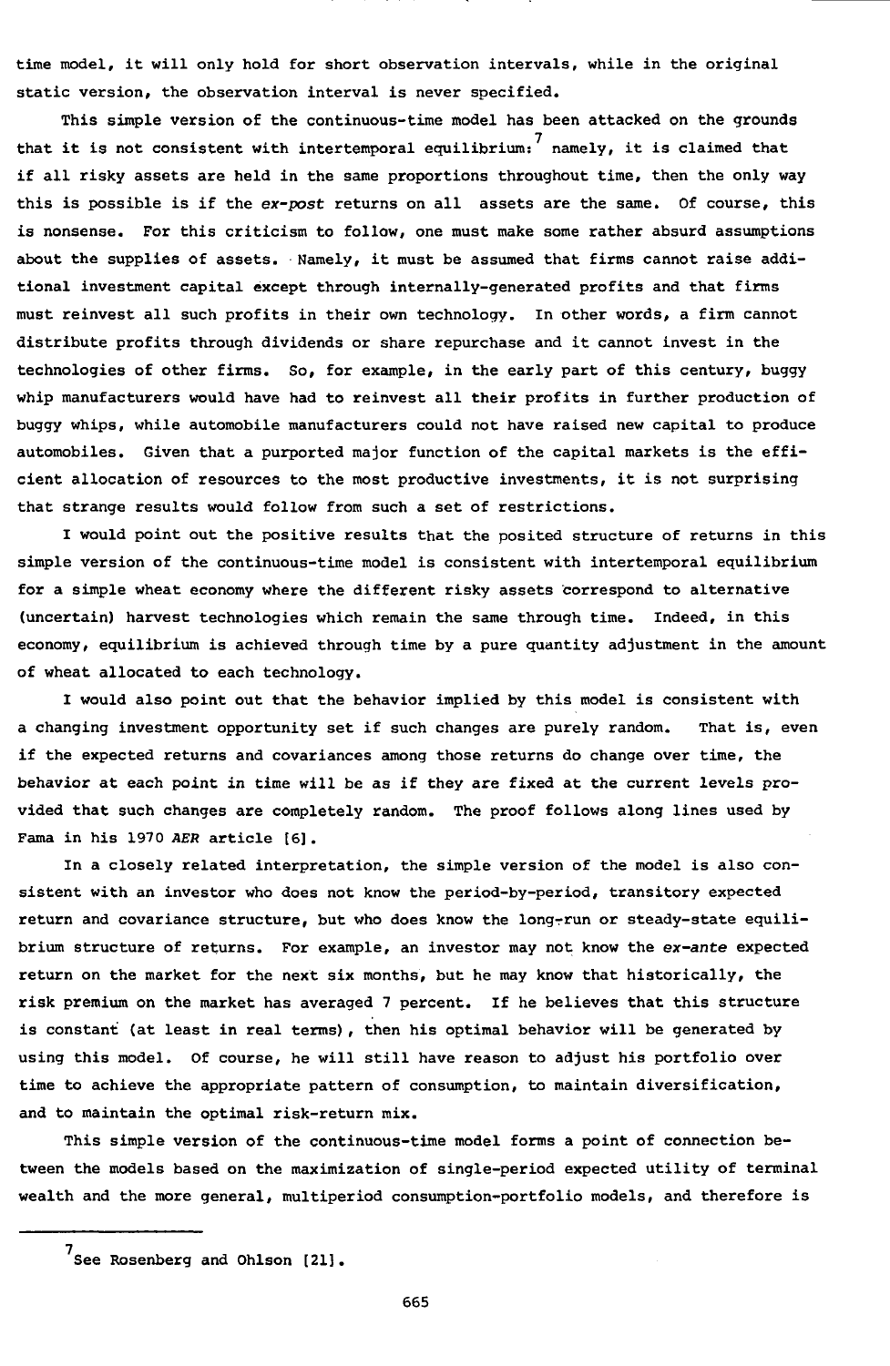time model, it will only hold for short observation intervals, while in the original static version, the observation interval is never specified.

This simple version of the continuous-time model has been attacked on the grounds that it is not consistent with intertemporal equilibrium:[7] namely, it is claimed that if all risky assets are held in the same proportions throughout time, then the only way this is possible is if the *ex-post* returns on all assets are the same. Of course, this is nonsense. For this criticism to follow, one must make some rather absurd assumptions about the supplies of assets. Namely, it must be assumed that firms cannot raise additional investment capital except through internally-generated profits and that firms must reinvest all such profits in their own technology. In other words, a firm cannot distribute profits through dividends or share repurchase and it cannot invest in the technologies of other firms. So, for example, in the early part of this century, buggy whip manufacturers would have had to reinvest all their profits in further production of buggy whips, while automobile manufacturers could not have raised new capital to produce automobiles. Given that a purported major function of the capital markets is the efficient allocation of resources to the most productive investments, it is not surprising that strange results would follow from such a set of restrictions.

I would point out the positive results that the posited structure of returns in this simple version of the continuous-time model is consistent with intertemporal equilibrium for a simple wheat economy where the different risky assets correspond to alternative (uncertain) harvest technologies which remain the same through time. Indeed, in this economy, equilibrium is achieved through time by a pure quantity adjustment in the amount of wheat allocated to each technology.

I would also point out that the behavior implied by this model is consistent with a changing investment opportunity set if such changes are purely random. That is, even if the expected returns and covariances among those returns do change over time, the behavior at each point in time will be as if they are fixed at the current levels provided that such changes are completely random. The proof follows along lines used by Fama in his 1970 *AER* article [6].

In a closely related interpretation, the simple version of the model is also consistent with an investor who does not know the period-by-period, transitory expected return and covariance structure, but who does know the long-run or steady-state equilibrium structure of returns. For example, an investor may not know the *ex-ante* expected return on the market for the next six months, but he may know that historically, the risk premium on the market has averaged 7 percent. If he believes that this structure is constant (at least in real terms), then his optimal behavior will be generated by using this model. Of course, he will still have reason to adjust his portfolio over time to achieve the appropriate pattern of consumption, to maintain diversification, and to maintain the optimal risk-return mix.

This simple version of the continuous-time model forms a point of connection between the models based on the maximization of single-period expected utility of terminal wealth and the more general, multiperiod consumption-portfolio models, and therefore is

---

[7] See Rosenberg and Ohlson [21].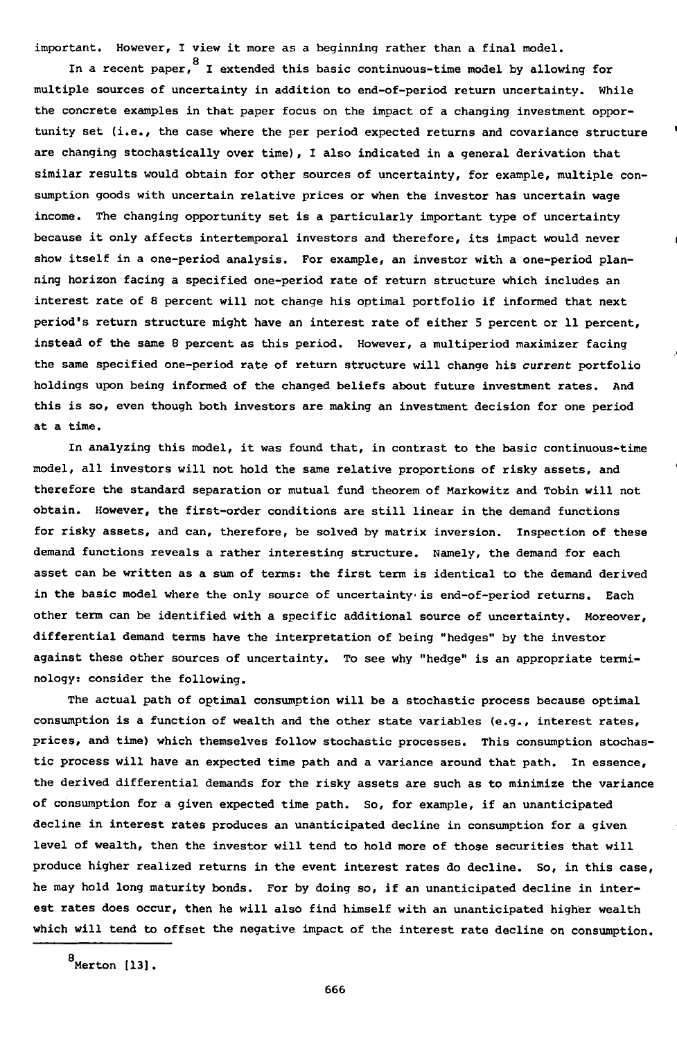important. However, I view it more as a beginning rather than a final model.

In a recent paper,[8] I extended this basic continuous-time model by allowing for multiple sources of uncertainty in addition to end-of-period return uncertainty. While the concrete examples in that paper focus on the impact of a changing investment opportunity set (i.e., the case where the per period expected returns and covariance structure are changing stochastically over time), I also indicated in a general derivation that similar results would obtain for other sources of uncertainty, for example, multiple consumption goods with uncertain relative prices or when the investor has uncertain wage income. The changing opportunity set is a particularly important type of uncertainty because it only affects intertemporal investors and therefore, its impact would never show itself in a one-period analysis. For example, an investor with a one-period planning horizon facing a specified one-period rate of return structure which includes an interest rate of 8 percent will not change his optimal portfolio if informed that next period's return structure might have an interest rate of either 5 percent or 11 percent, instead of the same 8 percent as this period. However, a multiperiod maximizer facing the same specified one-period rate of return structure will change his *current* portfolio holdings upon being informed of the changed beliefs about future investment rates. And this is so, even though both investors are making an investment decision for one period at a time.

In analyzing this model, it was found that, in contrast to the basic continuous-time model, all investors will not hold the same relative proportions of risky assets, and therefore the standard separation or mutual fund theorem of Markowitz and Tobin will not obtain. However, the first-order conditions are still linear in the demand functions for risky assets, and can, therefore, be solved by matrix inversion. Inspection of these demand functions reveals a rather interesting structure. Namely, the demand for each asset can be written as a sum of terms: the first term is identical to the demand derived in the basic model where the only source of uncertainty is end-of-period returns. Each other term can be identified with a specific additional source of uncertainty. Moreover, differential demand terms have the interpretation of being "hedges" by the investor against these other sources of uncertainty. To see why "hedge" is an appropriate terminology: consider the following.

The actual path of optimal consumption will be a stochastic process because optimal consumption is a function of wealth and the other state variables (e.g., interest rates, prices, and time) which themselves follow stochastic processes. This consumption stochastic process will have an expected time path and a variance around that path. In essence, the derived differential demands for the risky assets are such as to minimize the variance of consumption for a given expected time path. So, for example, if an unanticipated decline in interest rates produces an unanticipated decline in consumption for a given level of wealth, then the investor will tend to hold more of those securities that will produce higher realized returns in the event interest rates do decline. So, in this case, he may hold long maturity bonds. For by doing so, if an unanticipated decline in interest rates does occur, then he will also find himself with an unanticipated higher wealth which will tend to offset the negative impact of the interest rate decline on consumption.

---

[8] Merton [13].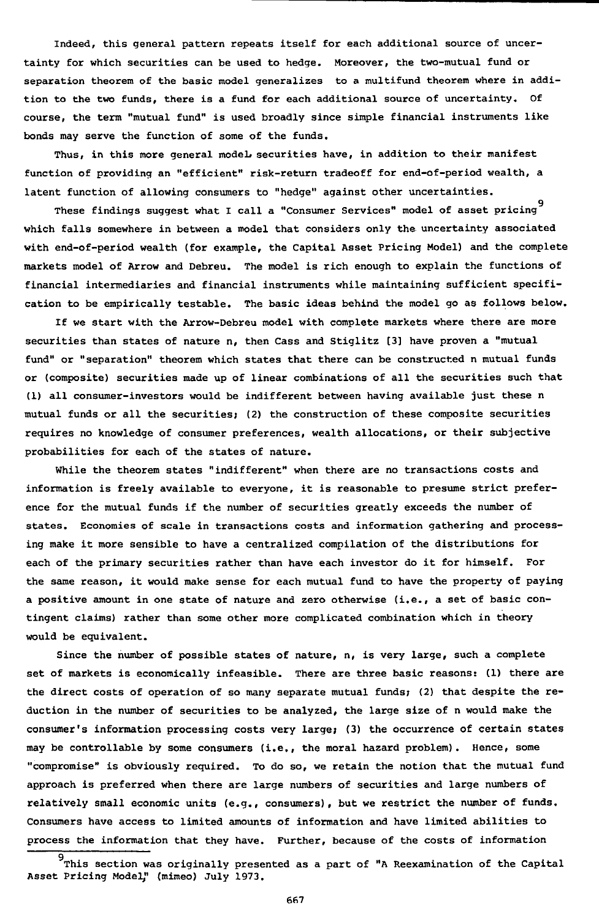Indeed, this general pattern repeats itself for each additional source of uncertainty for which securities can be used to hedge. Moreover, the two-mutual fund or separation theorem of the basic model generalizes to a multifund theorem where in addition to the two funds, there is a fund for each additional source of uncertainty. Of course, the term "mutual fund" is used broadly since simple financial instruments like bonds may serve the function of some of the funds.

Thus, in this more general model securities have, in addition to their manifest function of providing an "efficient" risk-return tradeoff for end-of-period wealth, a latent function of allowing consumers to "hedge" against other uncertainties.

These findings suggest what I call a "Consumer Services" model of asset pricing[9] which falls somewhere in between a model that considers only the uncertainty associated with end-of-period wealth (for example, the Capital Asset Pricing Model) and the complete markets model of Arrow and Debreu. The model is rich enough to explain the functions of financial intermediaries and financial instruments while maintaining sufficient specification to be empirically testable. The basic ideas behind the model go as follows below.

If we start with the Arrow-Debreu model with complete markets where there are more securities than states of nature n, then Cass and Stiglitz [3] have proven a "mutual fund" or "separation" theorem which states that there can be constructed n mutual funds or (composite) securities made up of linear combinations of all the securities such that (1) all consumer-investors would be indifferent between having available just these n mutual funds or all the securities; (2) the construction of these composite securities requires no knowledge of consumer preferences, wealth allocations, or their subjective probabilities for each of the states of nature.

While the theorem states "indifferent" when there are no transactions costs and information is freely available to everyone, it is reasonable to presume strict preference for the mutual funds if the number of securities greatly exceeds the number of states. Economies of scale in transactions costs and information gathering and processing make it more sensible to have a centralized compilation of the distributions for each of the primary securities rather than have each investor do it for himself. For the same reason, it would make sense for each mutual fund to have the property of paying a positive amount in one state of nature and zero otherwise (i.e., a set of basic contingent claims) rather than some other more complicated combination which in theory would be equivalent.

Since the number of possible states of nature, n, is very large, such a complete set of markets is economically infeasible. There are three basic reasons: (1) there are the direct costs of operation of so many separate mutual funds; (2) that despite the reduction in the number of securities to be analyzed, the large size of n would make the consumer's information processing costs very large; (3) the occurrence of certain states may be controllable by some consumers (i.e., the moral hazard problem). Hence, some "compromise" is obviously required. To do so, we retain the notion that the mutual fund approach is preferred when there are large numbers of securities and large numbers of relatively small economic units (e.g., consumers), but we restrict the number of funds. Consumers have access to limited amounts of information and have limited abilities to process the information that they have. Further, because of the costs of information

[9] This section was originally presented as a part of "A Reexamination of the Capital Asset Pricing Model," (mimeo) July 1973.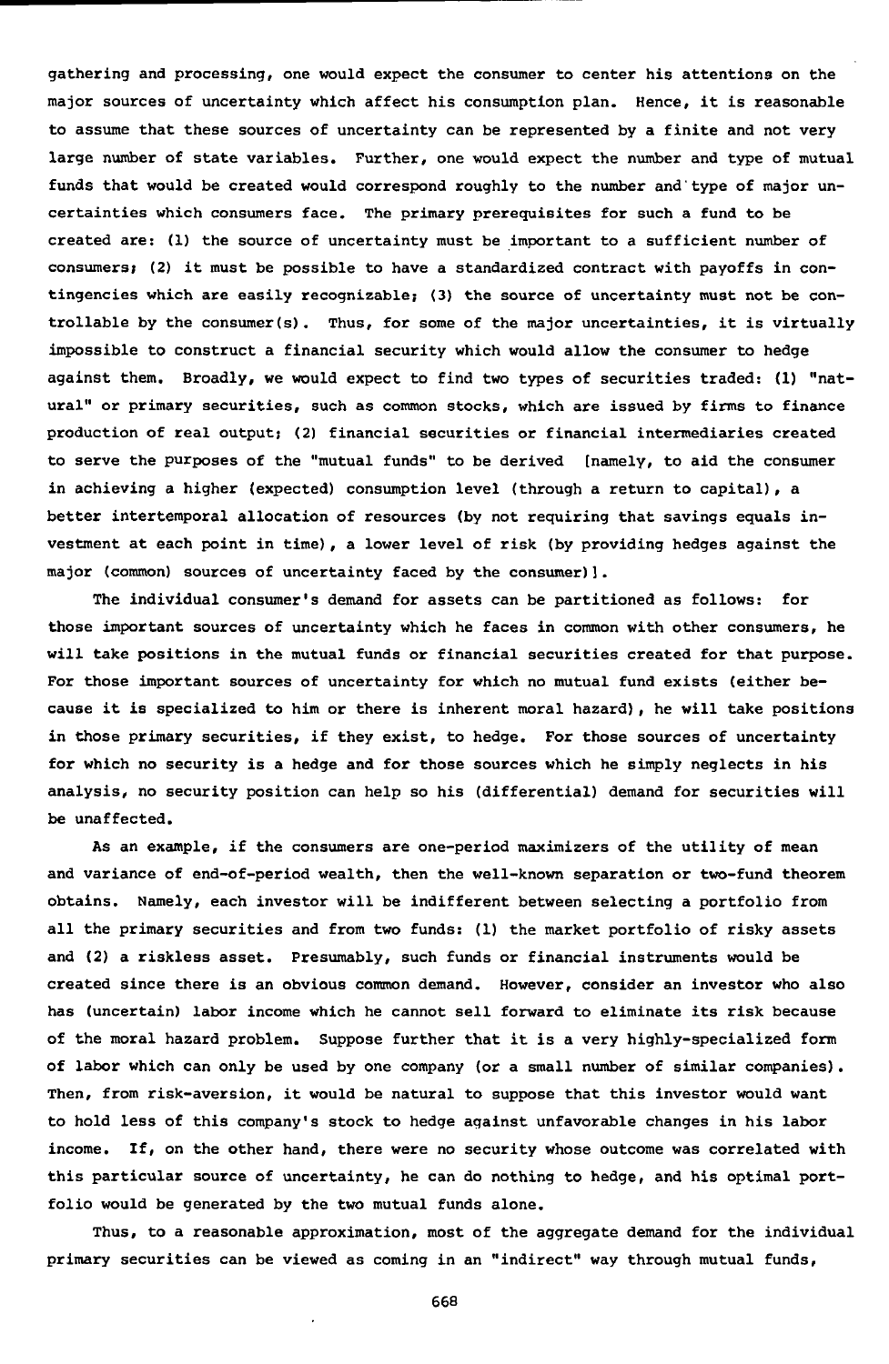gathering and processing, one would expect the consumer to center his attentions on the major sources of uncertainty which affect his consumption plan. Hence, it is reasonable to assume that these sources of uncertainty can be represented by a finite and not very large number of state variables. Further, one would expect the number and type of mutual funds that would be created would correspond roughly to the number and type of major uncertainties which consumers face. The primary prerequisites for such a fund to be created are: (1) the source of uncertainty must be important to a sufficient number of consumers; (2) it must be possible to have a standardized contract with payoffs in contingencies which are easily recognizable; (3) the source of uncertainty must not be controllable by the consumer(s). Thus, for some of the major uncertainties, it is virtually impossible to construct a financial security which would allow the consumer to hedge against them. Broadly, we would expect to find two types of securities traded: (1) "natural" or primary securities, such as common stocks, which are issued by firms to finance production of real output; (2) financial securities or financial intermediaries created to serve the purposes of the "mutual funds" to be derived [namely, to aid the consumer in achieving a higher (expected) consumption level (through a return to capital), a better intertemporal allocation of resources (by not requiring that savings equals investment at each point in time), a lower level of risk (by providing hedges against the major (common) sources of uncertainty faced by the consumer)].

The individual consumer's demand for assets can be partitioned as follows: for those important sources of uncertainty which he faces in common with other consumers, he will take positions in the mutual funds or financial securities created for that purpose. For those important sources of uncertainty for which no mutual fund exists (either because it is specialized to him or there is inherent moral hazard), he will take positions in those primary securities, if they exist, to hedge. For those sources of uncertainty for which no security is a hedge and for those sources which he simply neglects in his analysis, no security position can help so his (differential) demand for securities will be unaffected.

As an example, if the consumers are one-period maximizers of the utility of mean and variance of end-of-period wealth, then the well-known separation or two-fund theorem obtains. Namely, each investor will be indifferent between selecting a portfolio from all the primary securities and from two funds: (1) the market portfolio of risky assets and (2) a riskless asset. Presumably, such funds or financial instruments would be created since there is an obvious common demand. However, consider an investor who also has (uncertain) labor income which he cannot sell forward to eliminate its risk because of the moral hazard problem. Suppose further that it is a very highly-specialized form of labor which can only be used by one company (or a small number of similar companies). Then, from risk-aversion, it would be natural to suppose that this investor would want to hold less of this company's stock to hedge against unfavorable changes in his labor income. If, on the other hand, there were no security whose outcome was correlated with this particular source of uncertainty, he can do nothing to hedge, and his optimal portfolio would be generated by the two mutual funds alone.

Thus, to a reasonable approximation, most of the aggregate demand for the individual primary securities can be viewed as coming in an "indirect" way through mutual funds,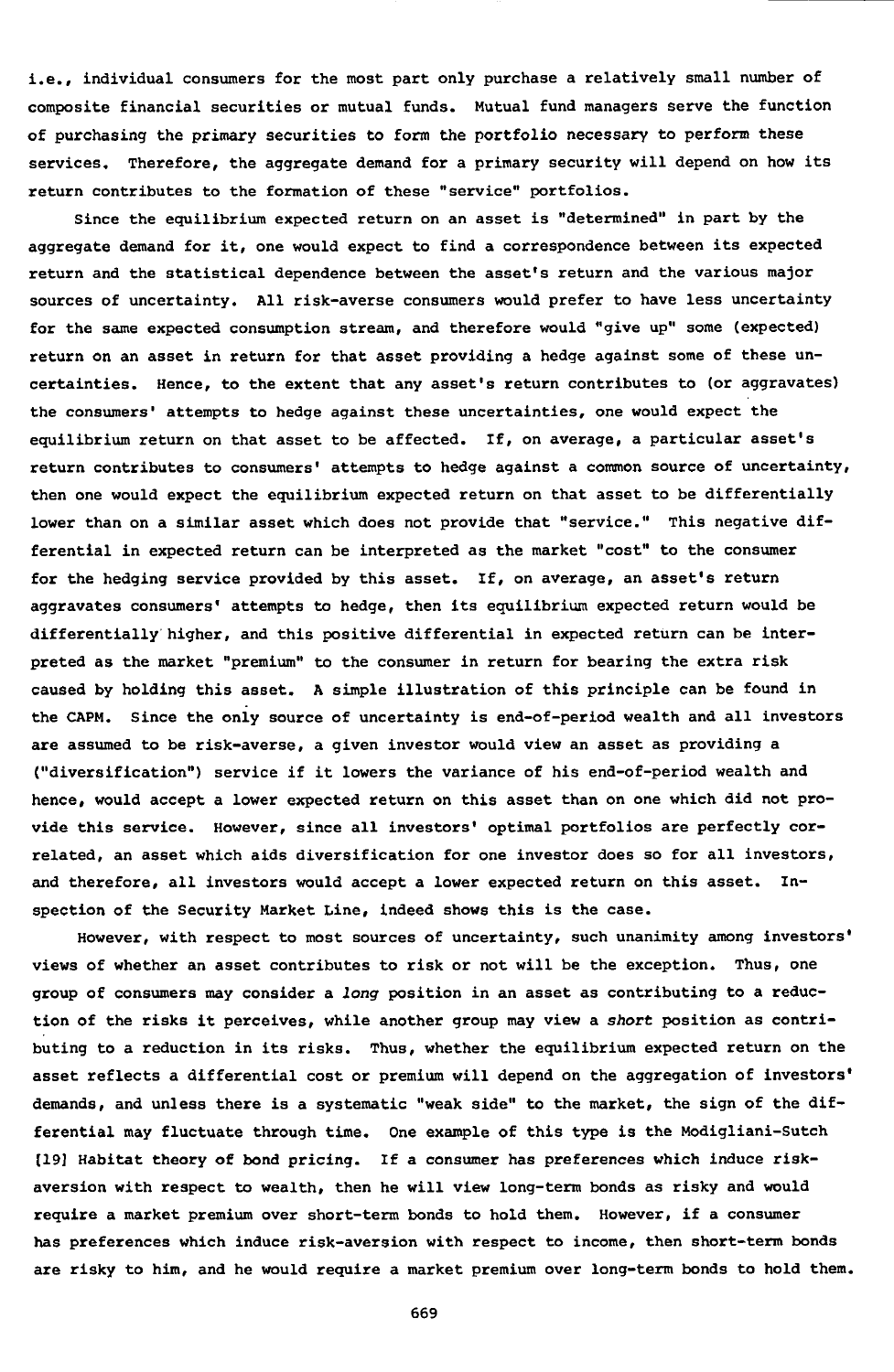i.e., individual consumers for the most part only purchase a relatively small number of composite financial securities or mutual funds. Mutual fund managers serve the function of purchasing the primary securities to form the portfolio necessary to perform these services. Therefore, the aggregate demand for a primary security will depend on how its return contributes to the formation of these "service" portfolios.

Since the equilibrium expected return on an asset is "determined" in part by the aggregate demand for it, one would expect to find a correspondence between its expected return and the statistical dependence between the asset's return and the various major sources of uncertainty. All risk-averse consumers would prefer to have less uncertainty for the same expected consumption stream, and therefore would "give up" some (expected) return on an asset in return for that asset providing a hedge against some of these uncertainties. Hence, to the extent that any asset's return contributes to (or aggravates) the consumers' attempts to hedge against these uncertainties, one would expect the equilibrium return on that asset to be affected. If, on average, a particular asset's return contributes to consumers' attempts to hedge against a common source of uncertainty, then one would expect the equilibrium expected return on that asset to be differentially lower than on a similar asset which does not provide that "service." This negative differential in expected return can be interpreted as the market "cost" to the consumer for the hedging service provided by this asset. If, on average, an asset's return aggravates consumers' attempts to hedge, then its equilibrium expected return would be differentially higher, and this positive differential in expected return can be interpreted as the market "premium" to the consumer in return for bearing the extra risk caused by holding this asset. A simple illustration of this principle can be found in the CAPM. Since the only source of uncertainty is end-of-period wealth and all investors are assumed to be risk-averse, a given investor would view an asset as providing a ("diversification") service if it lowers the variance of his end-of-period wealth and hence, would accept a lower expected return on this asset than on one which did not provide this service. However, since all investors' optimal portfolios are perfectly correlated, an asset which aids diversification for one investor does so for all investors, and therefore, all investors would accept a lower expected return on this asset. Inspection of the Security Market Line, indeed shows this is the case.

However, with respect to most sources of uncertainty, such unanimity among investors' views of whether an asset contributes to risk or not will be the exception. Thus, one group of consumers may consider a *long* position in an asset as contributing to a reduction of the risks it perceives, while another group may view a *short* position as contributing to a reduction in its risks. Thus, whether the equilibrium expected return on the asset reflects a differential cost or premium will depend on the aggregation of investors' demands, and unless there is a systematic "weak side" to the market, the sign of the differential may fluctuate through time. One example of this type is the Modigliani-Sutch [19] Habitat theory of bond pricing. If a consumer has preferences which induce risk-aversion with respect to wealth, then he will view long-term bonds as risky and would require a market premium over short-term bonds to hold them. However, if a consumer has preferences which induce risk-aversion with respect to income, then short-term bonds are risky to him, and he would require a market premium over long-term bonds to hold them.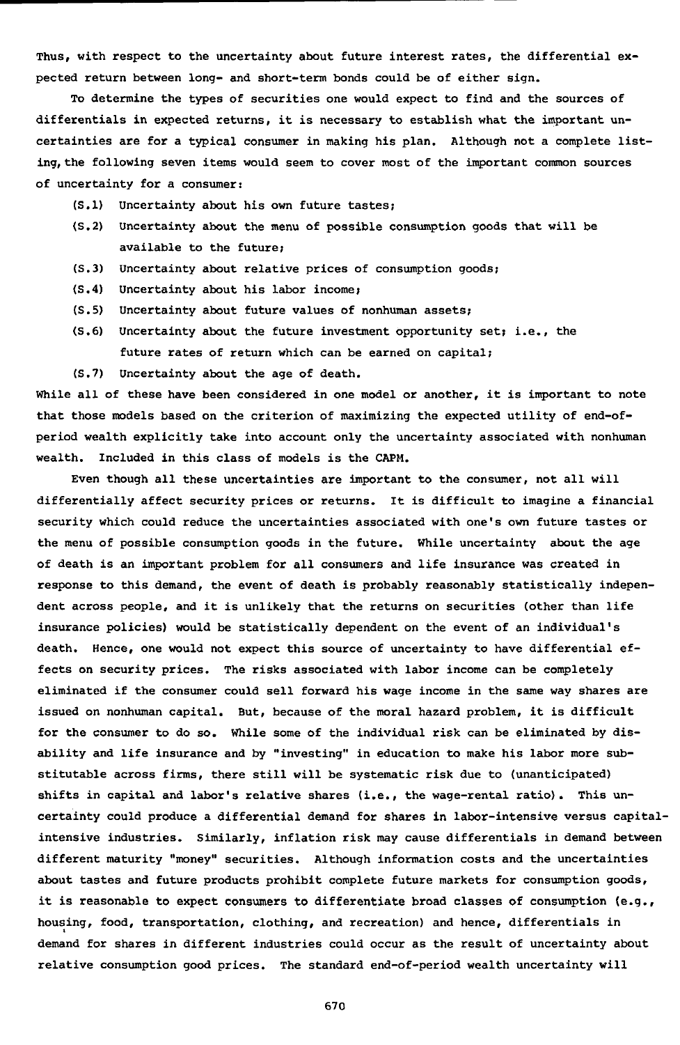Thus, with respect to the uncertainty about future interest rates, the differential expected return between long- and short-term bonds could be of either sign.

To determine the types of securities one would expect to find and the sources of differentials in expected returns, it is necessary to establish what the important uncertainties are for a typical consumer in making his plan. Although not a complete listing, the following seven items would seem to cover most of the important common sources of uncertainty for a consumer:

(S.1) Uncertainty about his own future tastes;

(S.2) Uncertainty about the menu of possible consumption goods that will be available to the future;

(S.3) Uncertainty about relative prices of consumption goods;

(S.4) Uncertainty about his labor income;

(S.5) Uncertainty about future values of nonhuman assets;

(S.6) Uncertainty about the future investment opportunity set; i.e., the future rates of return which can be earned on capital;

(S.7) Uncertainty about the age of death.

While all of these have been considered in one model or another, it is important to note that those models based on the criterion of maximizing the expected utility of end-of-period wealth explicitly take into account only the uncertainty associated with nonhuman wealth. Included in this class of models is the CAPM.

Even though all these uncertainties are important to the consumer, not all will differentially affect security prices or returns. It is difficult to imagine a financial security which could reduce the uncertainties associated with one's own future tastes or the menu of possible consumption goods in the future. While uncertainty about the age of death is an important problem for all consumers and life insurance was created in response to this demand, the event of death is probably reasonably statistically independent across people, and it is unlikely that the returns on securities (other than life insurance policies) would be statistically dependent on the event of an individual's death. Hence, one would not expect this source of uncertainty to have differential effects on security prices. The risks associated with labor income can be completely eliminated if the consumer could sell forward his wage income in the same way shares are issued on nonhuman capital. But, because of the moral hazard problem, it is difficult for the consumer to do so. While some of the individual risk can be eliminated by disability and life insurance and by "investing" in education to make his labor more substitutable across firms, there still will be systematic risk due to (unanticipated) shifts in capital and labor's relative shares (i.e., the wage-rental ratio). This uncertainty could produce a differential demand for shares in labor-intensive versus capital-intensive industries. Similarly, inflation risk may cause differentials in demand between different maturity "money" securities. Although information costs and the uncertainties about tastes and future products prohibit complete future markets for consumption goods, it is reasonable to expect consumers to differentiate broad classes of consumption (e.g., housing, food, transportation, clothing, and recreation) and hence, differentials in demand for shares in different industries could occur as the result of uncertainty about relative consumption good prices. The standard end-of-period wealth uncertainty will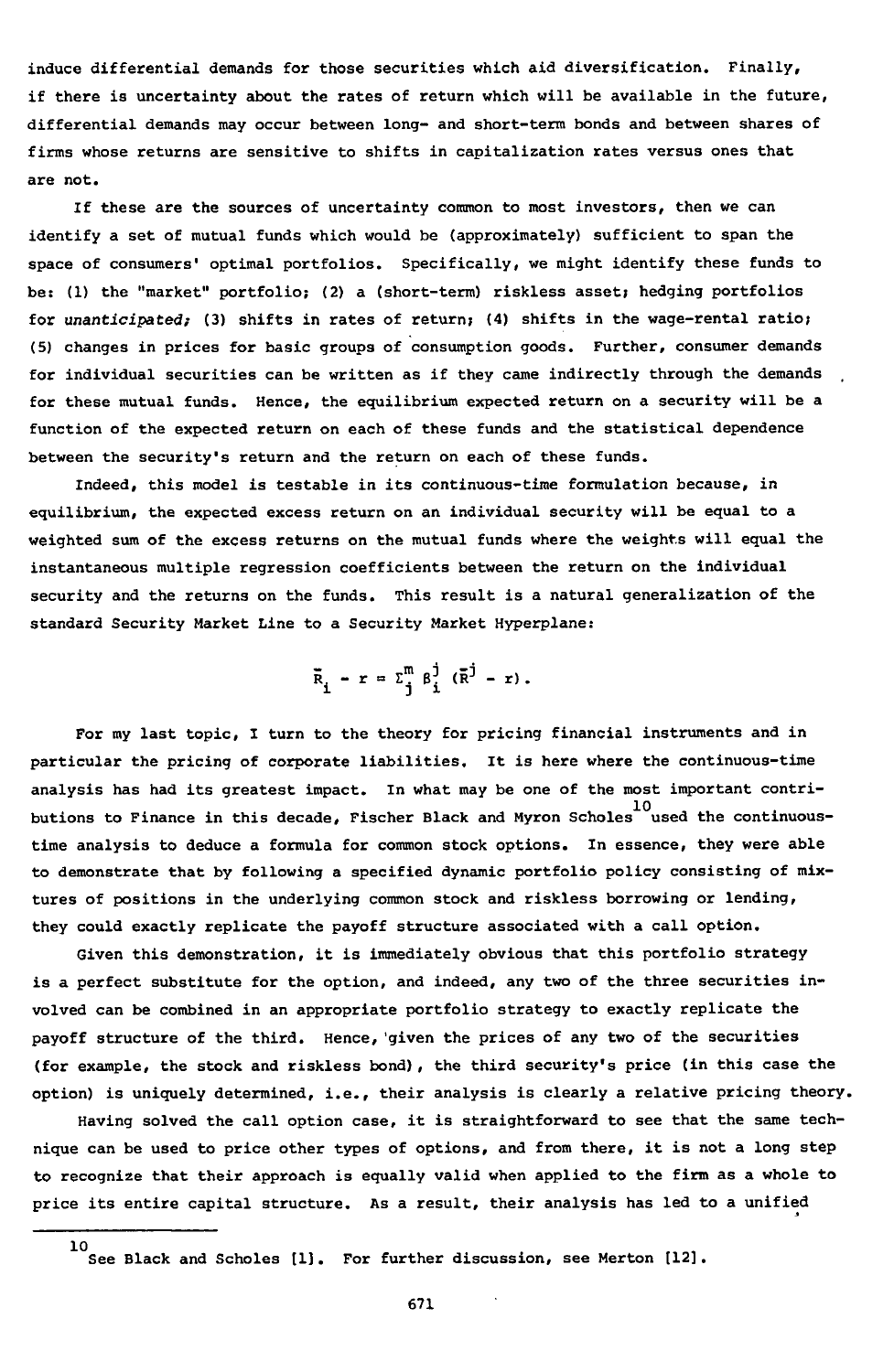induce differential demands for those securities which aid diversification. Finally, if there is uncertainty about the rates of return which will be available in the future, differential demands may occur between long- and short-term bonds and between shares of firms whose returns are sensitive to shifts in capitalization rates versus ones that are not.

If these are the sources of uncertainty common to most investors, then we can identify a set of mutual funds which would be (approximately) sufficient to span the space of consumers' optimal portfolios. Specifically, we might identify these funds to be: (1) the "market" portfolio; (2) a (short-term) riskless asset; hedging portfolios for *unanticipated;* (3) shifts in rates of return; (4) shifts in the wage-rental ratio; (5) changes in prices for basic groups of consumption goods. Further, consumer demands for individual securities can be written as if they came indirectly through the demands for these mutual funds. Hence, the equilibrium expected return on a security will be a function of the expected return on each of these funds and the statistical dependence between the security's return and the return on each of these funds.

Indeed, this model is testable in its continuous-time formulation because, in equilibrium, the expected excess return on an individual security will be equal to a weighted sum of the excess returns on the mutual funds where the weights will equal the instantaneous multiple regression coefficients between the return on the individual security and the returns on the funds. This result is a natural generalization of the standard Security Market Line to a Security Market Hyperplane:

$$\bar{R}_i - r = \Sigma_j^m \beta_i^j (\bar{R}^j - r).$$

For my last topic, I turn to the theory for pricing financial instruments and in particular the pricing of corporate liabilities. It is here where the continuous-time analysis has had its greatest impact. In what may be one of the most important contributions to Finance in this decade, Fischer Black and Myron Scholes[10] used the continuous-time analysis to deduce a formula for common stock options. In essence, they were able to demonstrate that by following a specified dynamic portfolio policy consisting of mixtures of positions in the underlying common stock and riskless borrowing or lending, they could exactly replicate the payoff structure associated with a call option.

Given this demonstration, it is immediately obvious that this portfolio strategy is a perfect substitute for the option, and indeed, any two of the three securities involved can be combined in an appropriate portfolio strategy to exactly replicate the payoff structure of the third. Hence, given the prices of any two of the securities (for example, the stock and riskless bond), the third security's price (in this case the option) is uniquely determined, i.e., their analysis is clearly a relative pricing theory.

Having solved the call option case, it is straightforward to see that the same technique can be used to price other types of options, and from there, it is not a long step to recognize that their approach is equally valid when applied to the firm as a whole to price its entire capital structure. As a result, their analysis has led to a unified

---

[10] See Black and Scholes [1]. For further discussion, see Merton [12].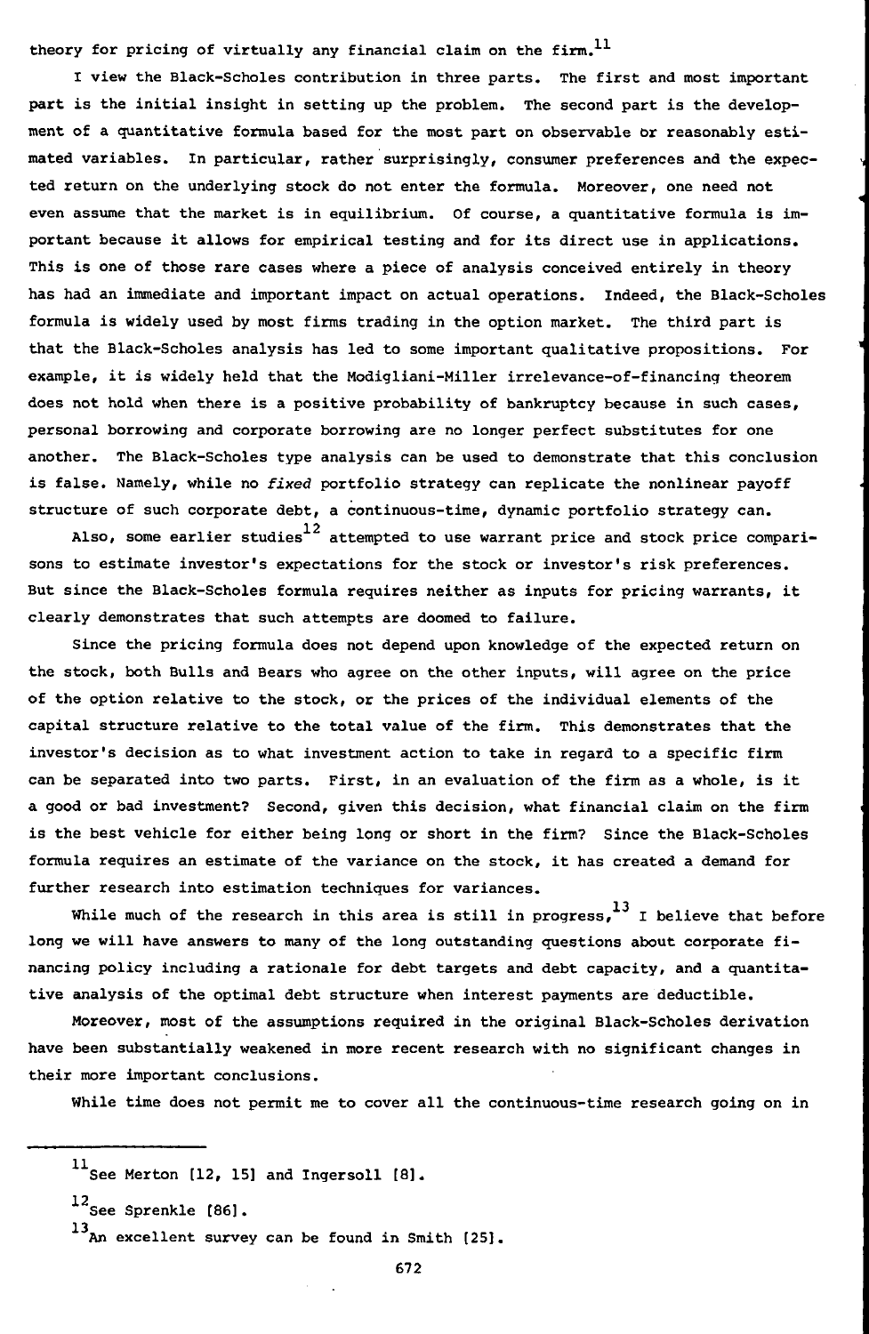theory for pricing of virtually any financial claim on the firm.[11]

I view the Black-Scholes contribution in three parts. The first and most important part is the initial insight in setting up the problem. The second part is the development of a quantitative formula based for the most part on observable or reasonably estimated variables. In particular, rather surprisingly, consumer preferences and the expected return on the underlying stock do not enter the formula. Moreover, one need not even assume that the market is in equilibrium. Of course, a quantitative formula is important because it allows for empirical testing and for its direct use in applications. This is one of those rare cases where a piece of analysis conceived entirely in theory has had an immediate and important impact on actual operations. Indeed, the Black-Scholes formula is widely used by most firms trading in the option market. The third part is that the Black-Scholes analysis has led to some important qualitative propositions. For example, it is widely held that the Modigliani-Miller irrelevance-of-financing theorem does not hold when there is a positive probability of bankruptcy because in such cases, personal borrowing and corporate borrowing are no longer perfect substitutes for one another. The Black-Scholes type analysis can be used to demonstrate that this conclusion is false. Namely, while no *fixed* portfolio strategy can replicate the nonlinear payoff structure of such corporate debt, a continuous-time, dynamic portfolio strategy can.

Also, some earlier studies[12] attempted to use warrant price and stock price comparisons to estimate investor's expectations for the stock or investor's risk preferences. But since the Black-Scholes formula requires neither as inputs for pricing warrants, it clearly demonstrates that such attempts are doomed to failure.

Since the pricing formula does not depend upon knowledge of the expected return on the stock, both Bulls and Bears who agree on the other inputs, will agree on the price of the option relative to the stock, or the prices of the individual elements of the capital structure relative to the total value of the firm. This demonstrates that the investor's decision as to what investment action to take in regard to a specific firm can be separated into two parts. First, in an evaluation of the firm as a whole, is it a good or bad investment? Second, given this decision, what financial claim on the firm is the best vehicle for either being long or short in the firm? Since the Black-Scholes formula requires an estimate of the variance on the stock, it has created a demand for further research into estimation techniques for variances.

While much of the research in this area is still in progress,[13] I believe that before long we will have answers to many of the long outstanding questions about corporate financing policy including a rationale for debt targets and debt capacity, and a quantitative analysis of the optimal debt structure when interest payments are deductible.

Moreover, most of the assumptions required in the original Black-Scholes derivation have been substantially weakened in more recent research with no significant changes in their more important conclusions.

While time does not permit me to cover all the continuous-time research going on in

---

[11] See Merton [12, 15] and Ingersoll [8].

[12] See Sprenkle [86].

[13] An excellent survey can be found in Smith [25].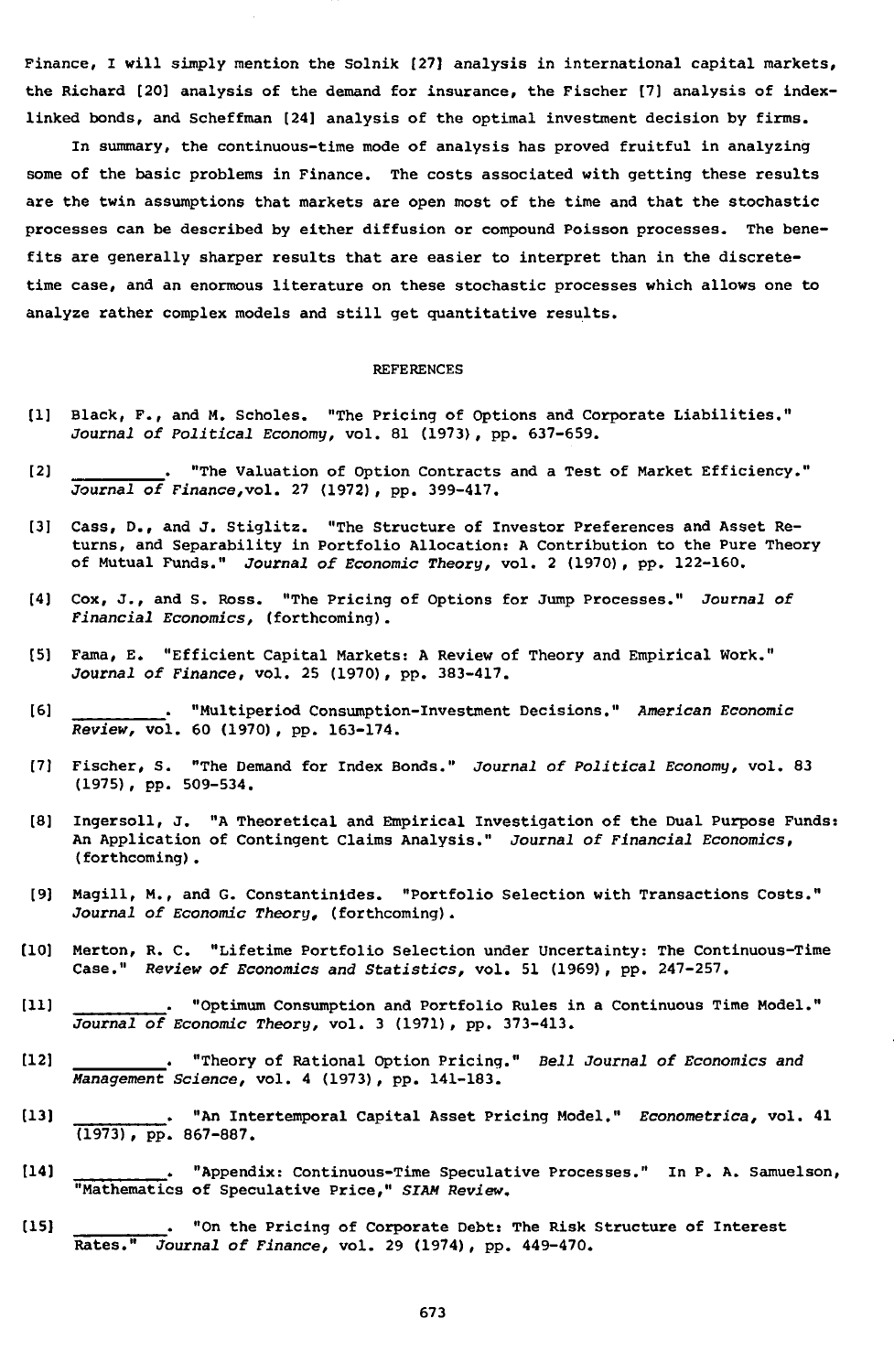Finance, I will simply mention the Solnik [27] analysis in international capital markets, the Richard [20] analysis of the demand for insurance, the Fischer [7] analysis of index-linked bonds, and Scheffman [24] analysis of the optimal investment decision by firms.

In summary, the continuous-time mode of analysis has proved fruitful in analyzing some of the basic problems in Finance. The costs associated with getting these results are the twin assumptions that markets are open most of the time and that the stochastic processes can be described by either diffusion or compound Poisson processes. The benefits are generally sharper results that are easier to interpret than in the discrete-time case, and an enormous literature on these stochastic processes which allows one to analyze rather complex models and still get quantitative results.

## REFERENCES

[1] Black, F., and M. Scholes. "The Pricing of Options and Corporate Liabilities." *Journal of Political Economy*, vol. 81 (1973), pp. 637-659.

[2] \_\_\_\_\_\_\_\_\_. "The Valuation of Option Contracts and a Test of Market Efficiency." *Journal of Finance*, vol. 27 (1972), pp. 399-417.

[3] Cass, D., and J. Stiglitz. "The Structure of Investor Preferences and Asset Returns, and Separability in Portfolio Allocation: A Contribution to the Pure Theory of Mutual Funds." *Journal of Economic Theory*, vol. 2 (1970), pp. 122-160.

[4] Cox, J., and S. Ross. "The Pricing of Options for Jump Processes." *Journal of Financial Economics*, (forthcoming).

[5] Fama, E. "Efficient Capital Markets: A Review of Theory and Empirical Work." *Journal of Finance*, vol. 25 (1970), pp. 383-417.

[6] \_\_\_\_\_\_\_\_\_. "Multiperiod Consumption-Investment Decisions." *American Economic Review*, vol. 60 (1970), pp. 163-174.

[7] Fischer, S. "The Demand for Index Bonds." *Journal of Political Economy*, vol. 83 (1975), pp. 509-534.

[8] Ingersoll, J. "A Theoretical and Empirical Investigation of the Dual Purpose Funds: An Application of Contingent Claims Analysis." *Journal of Financial Economics*, (forthcoming).

[9] Magill, M., and G. Constantinides. "Portfolio Selection with Transactions Costs." *Journal of Economic Theory*, (forthcoming).

[10] Merton, R. C. "Lifetime Portfolio Selection under Uncertainty: The Continuous-Time Case." *Review of Economics and Statistics*, vol. 51 (1969), pp. 247-257.

[11] \_\_\_\_\_\_\_\_\_. "Optimum Consumption and Portfolio Rules in a Continuous Time Model." *Journal of Economic Theory*, vol. 3 (1971), pp. 373-413.

[12] \_\_\_\_\_\_\_\_\_. "Theory of Rational Option Pricing." *Bell Journal of Economics and Management Science*, vol. 4 (1973), pp. 141-183.

[13] \_\_\_\_\_\_\_\_\_. "An Intertemporal Capital Asset Pricing Model." *Econometrica*, vol. 41 (1973), pp. 867-887.

[14] \_\_\_\_\_\_\_\_\_. "Appendix: Continuous-Time Speculative Processes." In P. A. Samuelson, "Mathematics of Speculative Price," *SIAM Review*.

[15] \_\_\_\_\_\_\_\_\_. "On the Pricing of Corporate Debt: The Risk Structure of Interest Rates." *Journal of Finance*, vol. 29 (1974), pp. 449-470.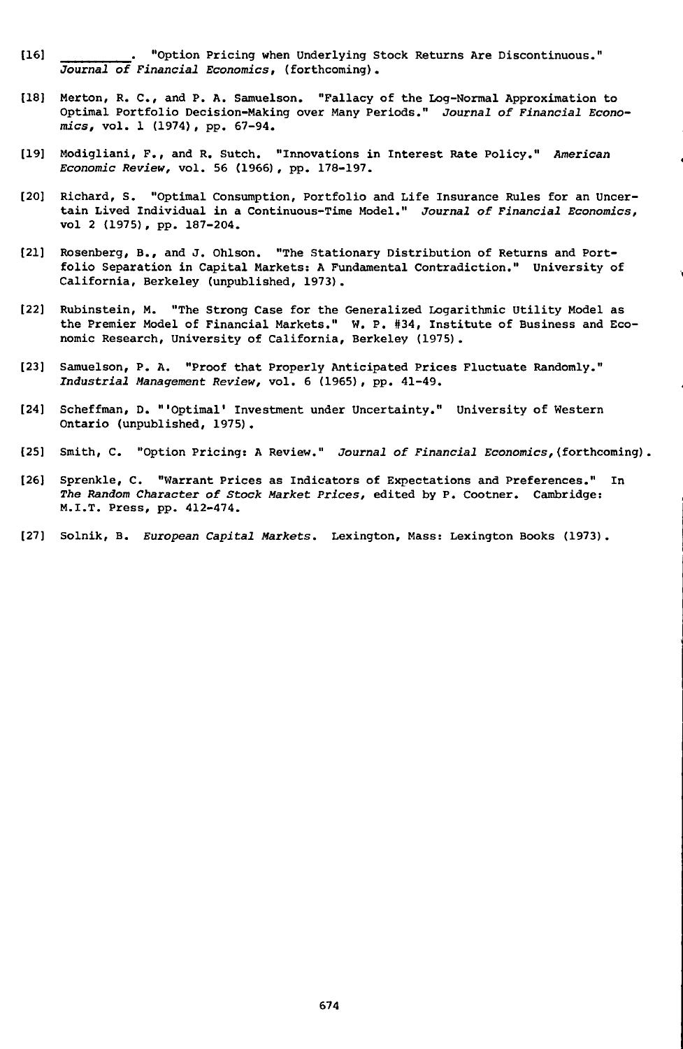[16] \_\_\_\_\_\_\_\_\_. "Option Pricing when Underlying Stock Returns Are Discontinuous." *Journal of Financial Economics*, (forthcoming).

[18] Merton, R. C., and P. A. Samuelson. "Fallacy of the Log-Normal Approximation to Optimal Portfolio Decision-Making over Many Periods." *Journal of Financial Economics*, vol. 1 (1974), pp. 67-94.

[19] Modigliani, F., and R. Sutch. "Innovations in Interest Rate Policy." *American Economic Review*, vol. 56 (1966), pp. 178-197.

[20] Richard, S. "Optimal Consumption, Portfolio and Life Insurance Rules for an Uncertain Lived Individual in a Continuous-Time Model." *Journal of Financial Economics*, vol 2 (1975), pp. 187-204.

[21] Rosenberg, B., and J. Ohlson. "The Stationary Distribution of Returns and Portfolio Separation in Capital Markets: A Fundamental Contradiction." University of California, Berkeley (unpublished, 1973).

[22] Rubinstein, M. "The Strong Case for the Generalized Logarithmic Utility Model as the Premier Model of Financial Markets." W. P. #34, Institute of Business and Economic Research, University of California, Berkeley (1975).

[23] Samuelson, P. A. "Proof that Properly Anticipated Prices Fluctuate Randomly." *Industrial Management Review*, vol. 6 (1965), pp. 41-49.

[24] Scheffman, D. "'Optimal' Investment under Uncertainty." University of Western Ontario (unpublished, 1975).

[25] Smith, C. "Option Pricing: A Review." *Journal of Financial Economics*, (forthcoming).

[26] Sprenkle, C. "Warrant Prices as Indicators of Expectations and Preferences." In *The Random Character of Stock Market Prices*, edited by P. Cootner. Cambridge: M.I.T. Press, pp. 412-474.

[27] Solnik, B. *European Capital Markets*. Lexington, Mass: Lexington Books (1973).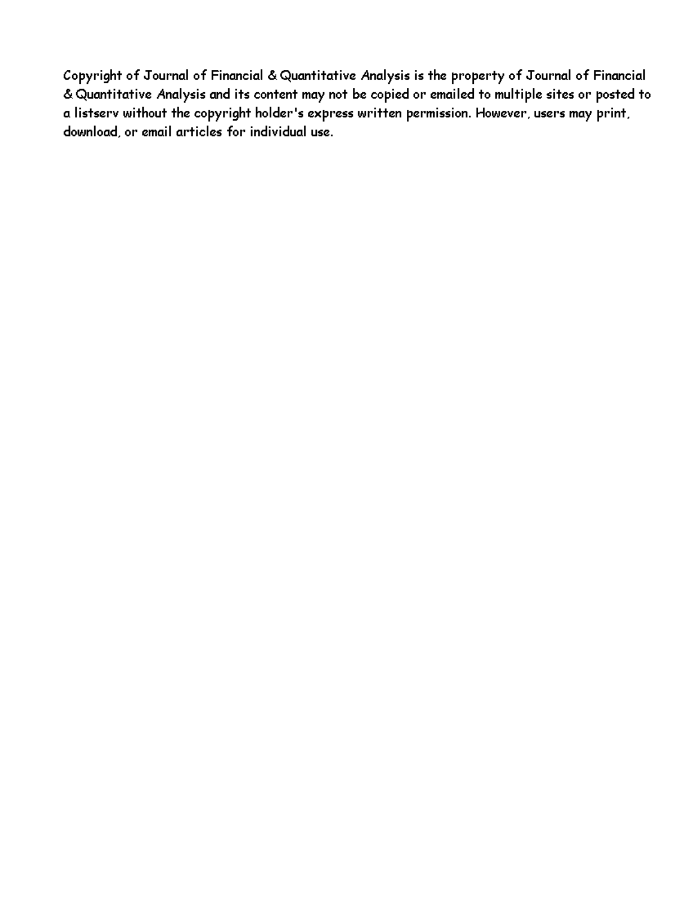Copyright of Journal of Financial & Quantitative Analysis is the property of Journal of Financial & Quantitative Analysis and its content may not be copied or emailed to multiple sites or posted to a listserv without the copyright holder's express written permission. However, users may print, download, or email articles for individual use.